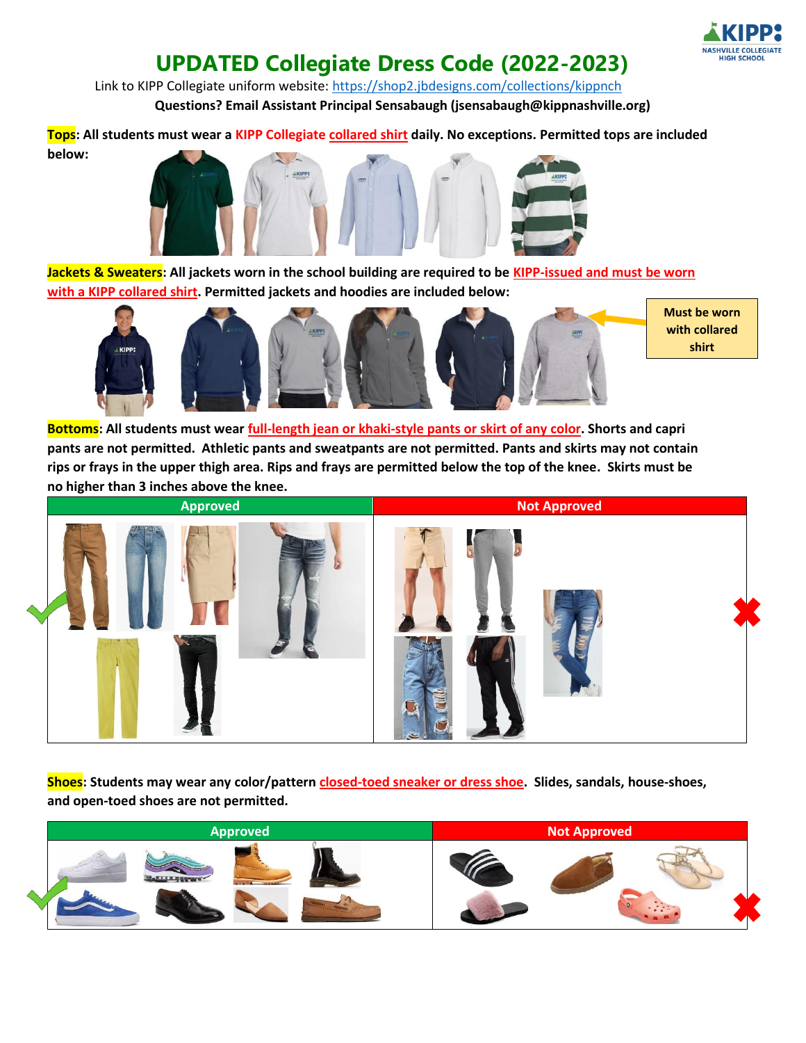# UPDATED Collegiate Dress Code (2022-2023)

Link to KIPP Collegiate uniform website: https://shop2.jbdesigns.com/collections/kippnch

**Questions? Email Assistant Principal Sensabaugh (jsensabaugh@kippnashville.org)**

**Tops: All students must wear a KIPP Collegiate collared shirt daily. No exceptions. Permitted tops are included below:**

**Jackets & Sweaters: All jackets worn in the school building are required to be KIPP-issued and must be worn with a KIPP collared shirt. Permitted jackets and hoodies are included below:**

**Must be worn with collared shirt**

**Bottoms: All students must wear full-length jean or khaki-style pants or skirt of any color. Shorts and capri pants are not permitted. Athletic pants and sweatpants are not permitted. Pants and skirts may not contain rips or frays in the upper thigh area. Rips and frays are permitted below the top of the knee. Skirts must be no higher than 3 inches above the knee.**

| Approved | Not Approved |
| --- | --- |
| | |

**Shoes: Students may wear any color/pattern closed-toed sneaker or dress shoe. Slides, sandals, house-shoes, and open-toed shoes are not permitted.**

| Approved | Not Approved |
| --- | --- |
| | |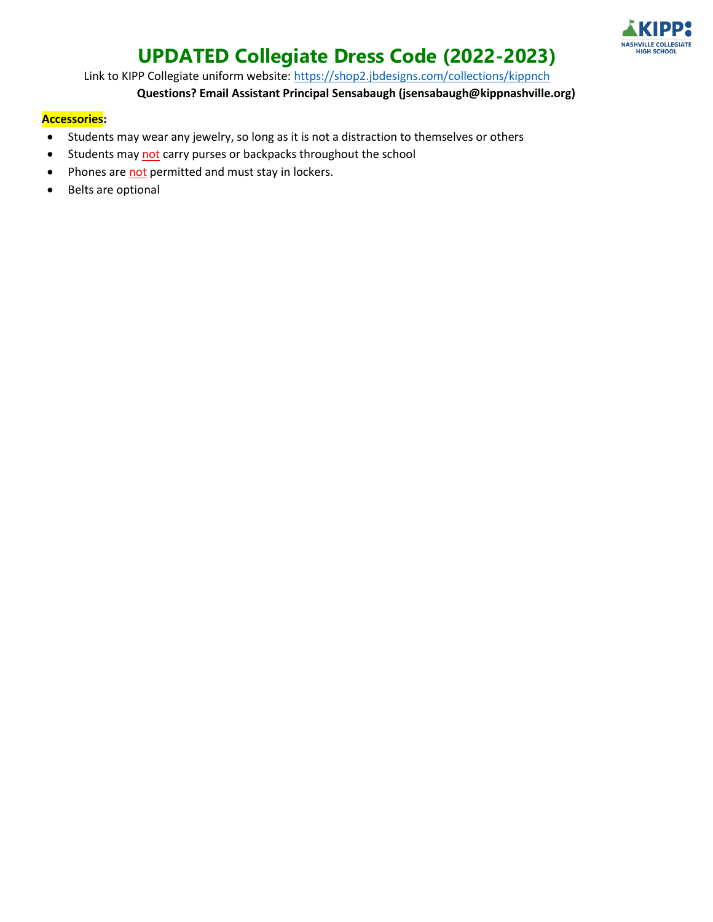# UPDATED Collegiate Dress Code (2022-2023)

Link to KIPP Collegiate uniform website: https://shop2.jbdesigns.com/collections/kippnch

**Questions? Email Assistant Principal Sensabaugh (jsensabaugh@kippnashville.org)**

**Accessories:**

- Students may wear any jewelry, so long as it is not a distraction to themselves or others
- Students may not carry purses or backpacks throughout the school
- Phones are not permitted and must stay in lockers.
- Belts are optional